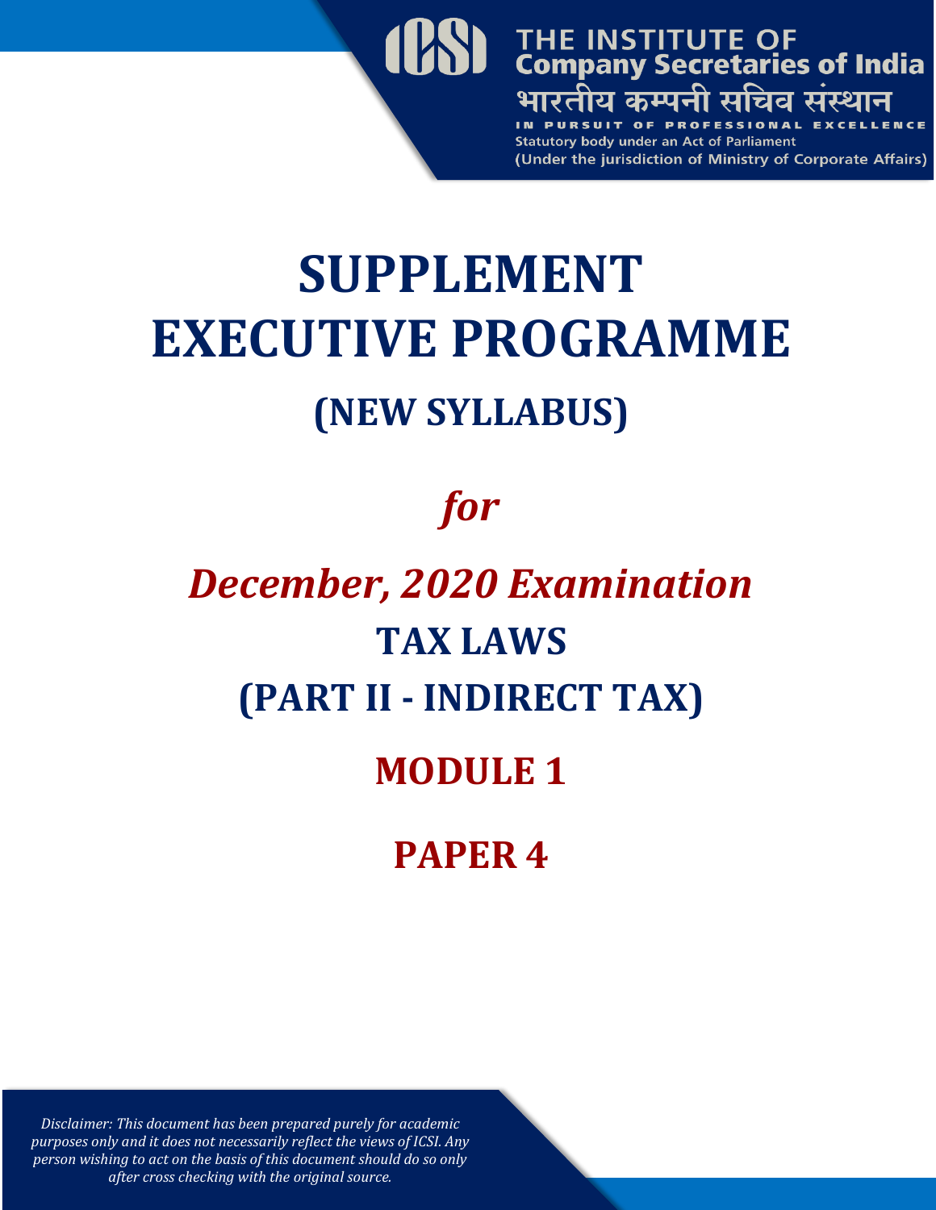THE INSTITUTE OF
**Company Secretaries of India**
भारतीय कम्पनी सचिव संस्थान
IN PURSUIT OF PROFESSIONAL EXCELLENCE
Statutory body under an Act of Parliament
(Under the jurisdiction of Ministry of Corporate Affairs)

# SUPPLEMENT
# EXECUTIVE PROGRAMME
## (NEW SYLLABUS)

## *for*

## *December, 2020 Examination*

## TAX LAWS
## (PART II - INDIRECT TAX)

## MODULE 1

## PAPER 4

*Disclaimer: This document has been prepared purely for academic purposes only and it does not necessarily reflect the views of ICSI. Any person wishing to act on the basis of this document should do so only after cross checking with the original source.*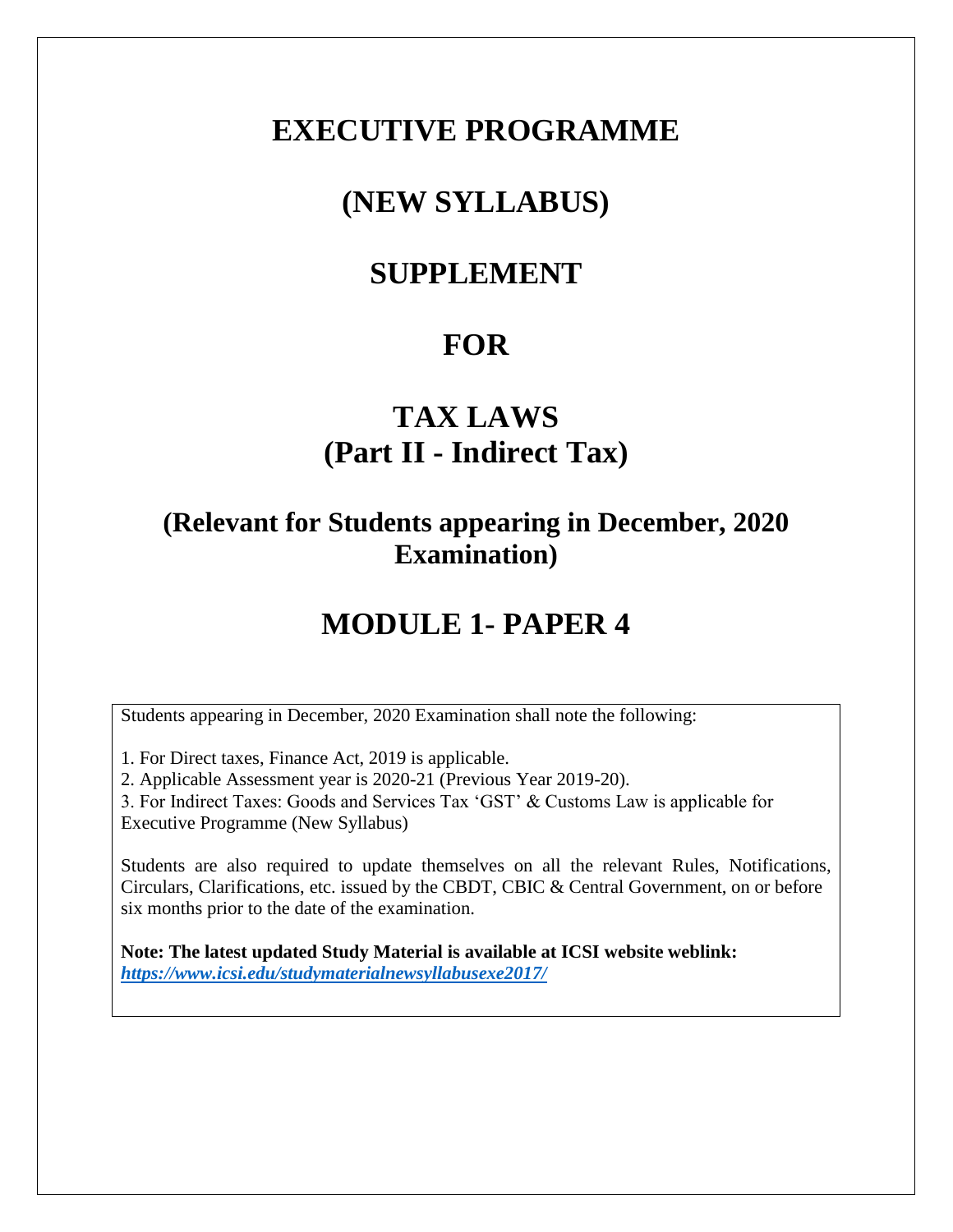# EXECUTIVE PROGRAMME

# (NEW SYLLABUS)

# SUPPLEMENT

# FOR

# TAX LAWS
# (Part II - Indirect Tax)

## (Relevant for Students appearing in December, 2020 Examination)

# MODULE 1- PAPER 4

Students appearing in December, 2020 Examination shall note the following:

1. For Direct taxes, Finance Act, 2019 is applicable.
2. Applicable Assessment year is 2020-21 (Previous Year 2019-20).
3. For Indirect Taxes: Goods and Services Tax 'GST' & Customs Law is applicable for Executive Programme (New Syllabus)

Students are also required to update themselves on all the relevant Rules, Notifications, Circulars, Clarifications, etc. issued by the CBDT, CBIC & Central Government, on or before six months prior to the date of the examination.

**Note: The latest updated Study Material is available at ICSI website weblink:** ***https://www.icsi.edu/studymaterialnewsyllabusexe2017/***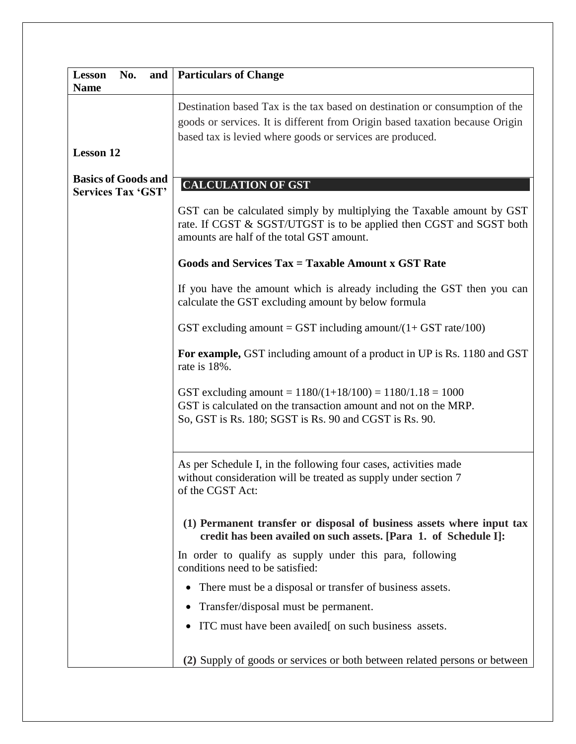| Lesson No. and Name | Particulars of Change |
| --- | --- |
| **Lesson 12**<br><br>**Basics of Goods and Services Tax 'GST'** | Destination based Tax is the tax based on destination or consumption of the goods or services. It is different from Origin based taxation because Origin based tax is levied where goods or services are produced. |
| | **CALCULATION OF GST**<br><br>GST can be calculated simply by multiplying the Taxable amount by GST rate. If CGST & SGST/UTGST is to be applied then CGST and SGST both amounts are half of the total GST amount.<br><br>**Goods and Services Tax = Taxable Amount x GST Rate**<br><br>If you have the amount which is already including the GST then you can calculate the GST excluding amount by below formula<br><br>GST excluding amount = GST including amount/(1+ GST rate/100)<br><br>**For example,** GST including amount of a product in UP is Rs. 1180 and GST rate is 18%.<br><br>GST excluding amount = 1180/(1+18/100) = 1180/1.18 = 1000<br>GST is calculated on the transaction amount and not on the MRP.<br>So, GST is Rs. 180; SGST is Rs. 90 and CGST is Rs. 90. |
| | As per Schedule I, in the following four cases, activities made without consideration will be treated as supply under section 7 of the CGST Act:<br><br>**(1) Permanent transfer or disposal of business assets where input tax credit has been availed on such assets. [Para 1. of Schedule I]:**<br><br>In order to qualify as supply under this para, following conditions need to be satisfied:<br><br>• There must be a disposal or transfer of business assets.<br>• Transfer/disposal must be permanent.<br>• ITC must have been availed[ on such business assets.<br><br>**(2)** Supply of goods or services or both between related persons or between |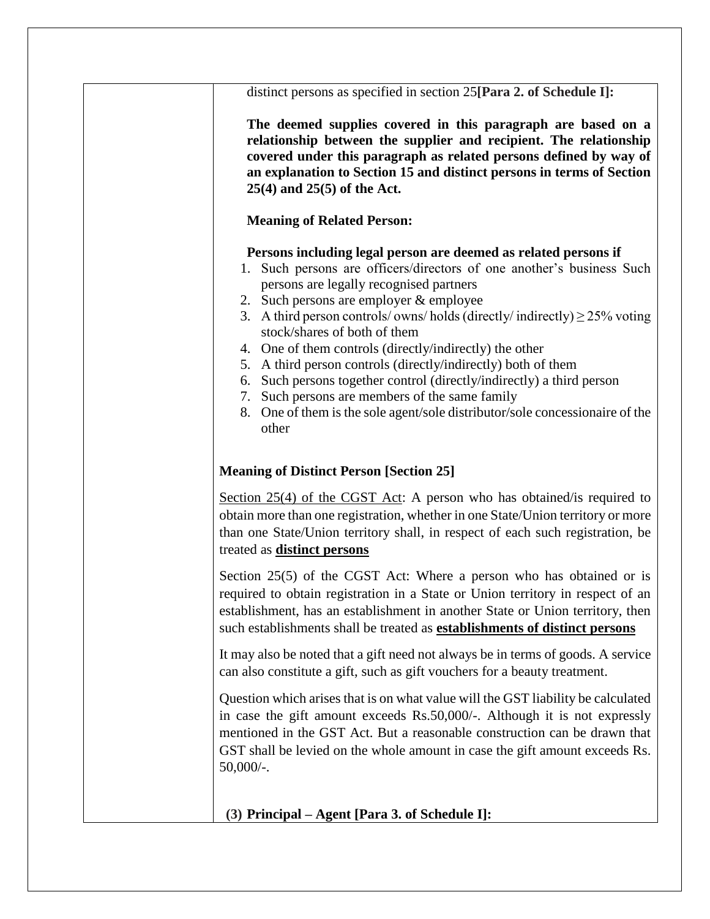distinct persons as specified in section 25**[Para 2. of Schedule I]:**

**The deemed supplies covered in this paragraph are based on a relationship between the supplier and recipient. The relationship covered under this paragraph as related persons defined by way of an explanation to Section 15 and distinct persons in terms of Section 25(4) and 25(5) of the Act.**

**Meaning of Related Person:**

**Persons including legal person are deemed as related persons if**

1. Such persons are officers/directors of one another's business Such persons are legally recognised partners
2. Such persons are employer & employee
3. A third person controls/ owns/ holds (directly/ indirectly) $\geq 25\%$ voting stock/shares of both of them
4. One of them controls (directly/indirectly) the other
5. A third person controls (directly/indirectly) both of them
6. Such persons together control (directly/indirectly) a third person
7. Such persons are members of the same family
8. One of them is the sole agent/sole distributor/sole concessionaire of the other

**Meaning of Distinct Person [Section 25]**

Section 25(4) of the CGST Act: A person who has obtained/is required to obtain more than one registration, whether in one State/Union territory or more than one State/Union territory shall, in respect of each such registration, be treated as **distinct persons**

Section 25(5) of the CGST Act: Where a person who has obtained or is required to obtain registration in a State or Union territory in respect of an establishment, has an establishment in another State or Union territory, then such establishments shall be treated as **establishments of distinct persons**

It may also be noted that a gift need not always be in terms of goods. A service can also constitute a gift, such as gift vouchers for a beauty treatment.

Question which arises that is on what value will the GST liability be calculated in case the gift amount exceeds Rs.50,000/-. Although it is not expressly mentioned in the GST Act. But a reasonable construction can be drawn that GST shall be levied on the whole amount in case the gift amount exceeds Rs. 50,000/-.

**(3) Principal – Agent [Para 3. of Schedule I]:**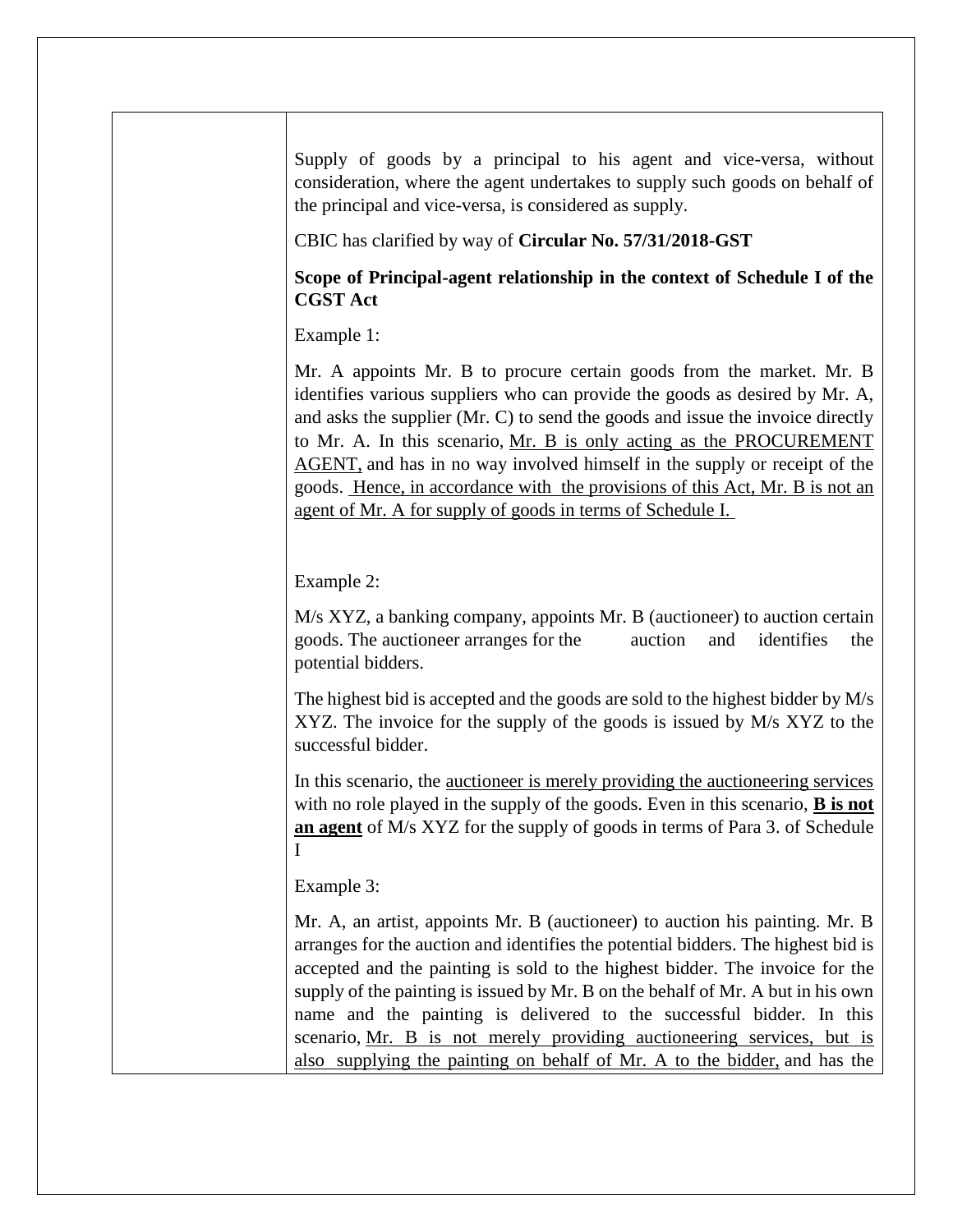| | |
|---|---|
| | Supply of goods by a principal to his agent and vice-versa, without consideration, where the agent undertakes to supply such goods on behalf of the principal and vice-versa, is considered as supply.<br><br>CBIC has clarified by way of **Circular No. 57/31/2018-GST**<br><br>**Scope of Principal-agent relationship in the context of Schedule I of the CGST Act**<br><br>Example 1:<br><br>Mr. A appoints Mr. B to procure certain goods from the market. Mr. B identifies various suppliers who can provide the goods as desired by Mr. A, and asks the supplier (Mr. C) to send the goods and issue the invoice directly to Mr. A. In this scenario, <u>Mr. B is only acting as the PROCUREMENT AGENT,</u> and has in no way involved himself in the supply or receipt of the goods. <u>Hence, in accordance with the provisions of this Act, Mr. B is not an agent of Mr. A for supply of goods in terms of Schedule I.</u><br><br>Example 2:<br><br>M/s XYZ, a banking company, appoints Mr. B (auctioneer) to auction certain goods. The auctioneer arranges for the auction and identifies the potential bidders.<br><br>The highest bid is accepted and the goods are sold to the highest bidder by M/s XYZ. The invoice for the supply of the goods is issued by M/s XYZ to the successful bidder.<br><br>In this scenario, the <u>auctioneer is merely providing the auctioneering services</u> with no role played in the supply of the goods. Even in this scenario, <u>**B is not an agent**</u> of M/s XYZ for the supply of goods in terms of Para 3. of Schedule I<br><br>Example 3:<br><br>Mr. A, an artist, appoints Mr. B (auctioneer) to auction his painting. Mr. B arranges for the auction and identifies the potential bidders. The highest bid is accepted and the painting is sold to the highest bidder. The invoice for the supply of the painting is issued by Mr. B on the behalf of Mr. A but in his own name and the painting is delivered to the successful bidder. In this scenario, <u>Mr. B is not merely providing auctioneering services, but is also supplying the painting on behalf of Mr. A to the bidder,</u> and has the |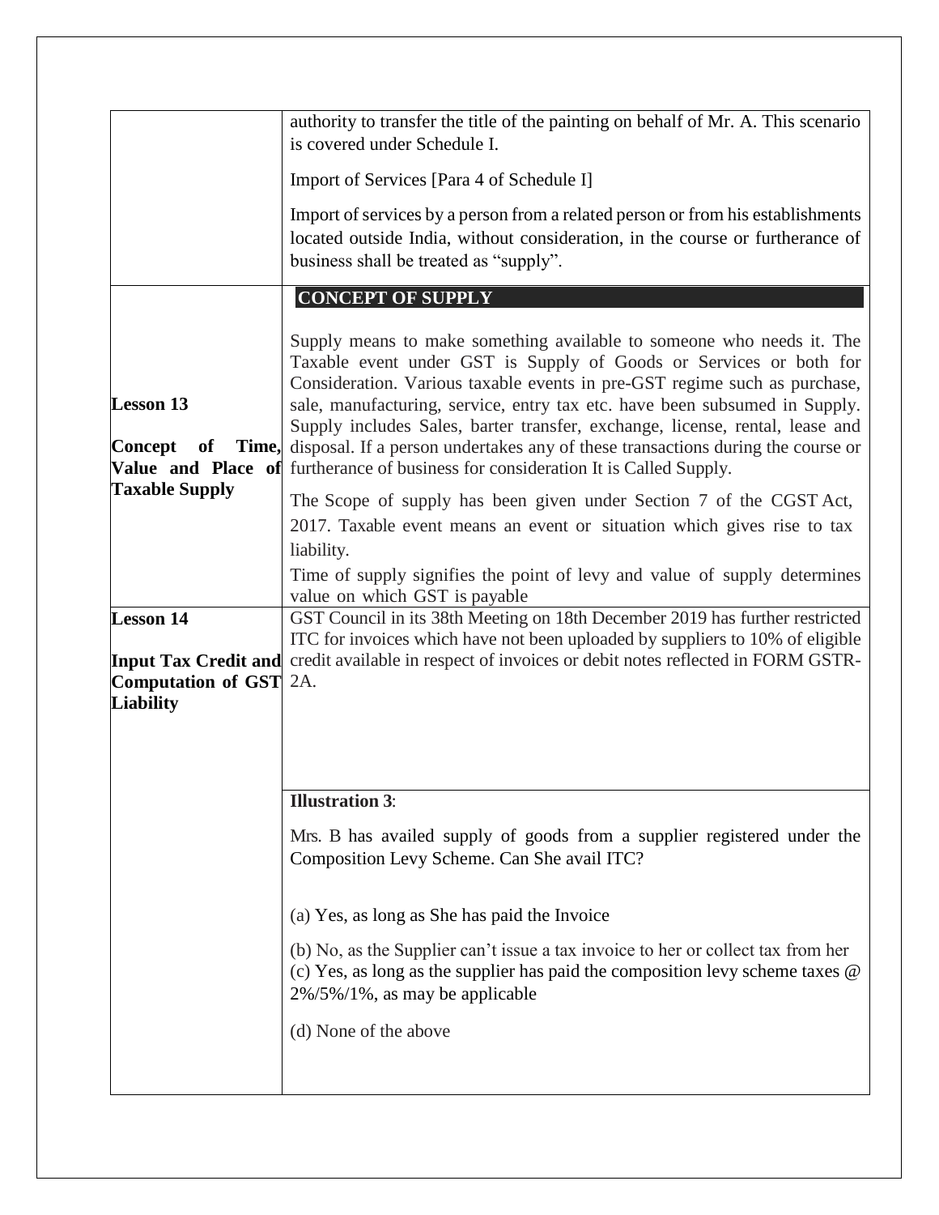| | |
|---|---|
| | authority to transfer the title of the painting on behalf of Mr. A. This scenario is covered under Schedule I.<br><br>Import of Services [Para 4 of Schedule I]<br><br>Import of services by a person from a related person or from his establishments located outside India, without consideration, in the course or furtherance of business shall be treated as "supply". |
| **Lesson 13**<br><br>**Concept of Time, Value and Place of Taxable Supply** | **CONCEPT OF SUPPLY**<br><br>Supply means to make something available to someone who needs it. The Taxable event under GST is Supply of Goods or Services or both for Consideration. Various taxable events in pre-GST regime such as purchase, sale, manufacturing, service, entry tax etc. have been subsumed in Supply. Supply includes Sales, barter transfer, exchange, license, rental, lease and disposal. If a person undertakes any of these transactions during the course or furtherance of business for consideration It is Called Supply.<br><br>The Scope of supply has been given under Section 7 of the CGST Act, 2017. Taxable event means an event or situation which gives rise to tax liability.<br><br>Time of supply signifies the point of levy and value of supply determines value on which GST is payable |
| **Lesson 14**<br><br>**Input Tax Credit and Computation of GST Liability** | GST Council in its 38th Meeting on 18th December 2019 has further restricted ITC for invoices which have not been uploaded by suppliers to 10% of eligible credit available in respect of invoices or debit notes reflected in FORM GSTR-2A. |
| | **Illustration 3**:<br><br>Mrs. B has availed supply of goods from a supplier registered under the Composition Levy Scheme. Can She avail ITC?<br><br>(a) Yes, as long as She has paid the Invoice<br><br>(b) No, as the Supplier can't issue a tax invoice to her or collect tax from her<br>(c) Yes, as long as the supplier has paid the composition levy scheme taxes @ 2%/5%/1%, as may be applicable<br><br>(d) None of the above |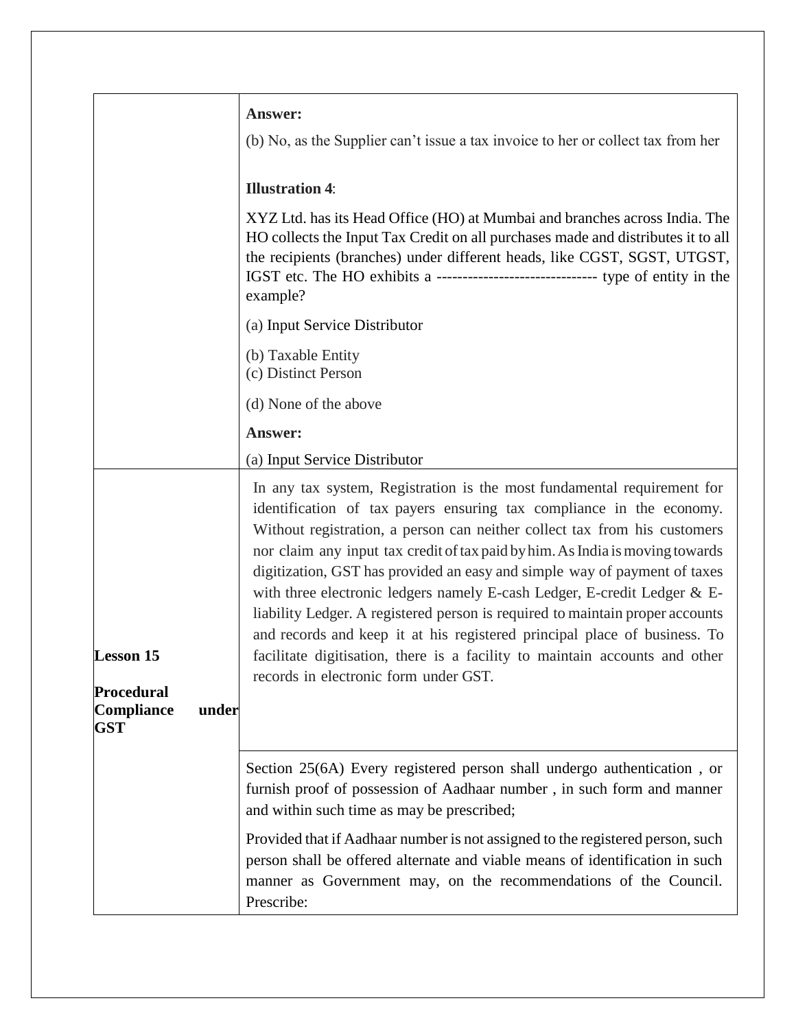| | |
|---|---|
| | **Answer:**<br><br>(b) No, as the Supplier can't issue a tax invoice to her or collect tax from her<br><br>**Illustration 4**:<br><br>XYZ Ltd. has its Head Office (HO) at Mumbai and branches across India. The HO collects the Input Tax Credit on all purchases made and distributes it to all the recipients (branches) under different heads, like CGST, SGST, UTGST, IGST etc. The HO exhibits a ------------------------------- type of entity in the example?<br><br>(a) Input Service Distributor<br><br>(b) Taxable Entity<br>(c) Distinct Person<br><br>(d) None of the above<br><br>**Answer:**<br><br>(a) Input Service Distributor |
| **Lesson 15**<br><br>**Procedural Compliance under GST** | In any tax system, Registration is the most fundamental requirement for identification of tax payers ensuring tax compliance in the economy. Without registration, a person can neither collect tax from his customers nor claim any input tax credit of tax paid by him. As India is moving towards digitization, GST has provided an easy and simple way of payment of taxes with three electronic ledgers namely E-cash Ledger, E-credit Ledger & E-liability Ledger. A registered person is required to maintain proper accounts and records and keep it at his registered principal place of business. To facilitate digitisation, there is a facility to maintain accounts and other records in electronic form under GST. |
| | Section 25(6A) Every registered person shall undergo authentication , or furnish proof of possession of Aadhaar number , in such form and manner and within such time as may be prescribed;<br><br>Provided that if Aadhaar number is not assigned to the registered person, such person shall be offered alternate and viable means of identification in such manner as Government may, on the recommendations of the Council. Prescribe: |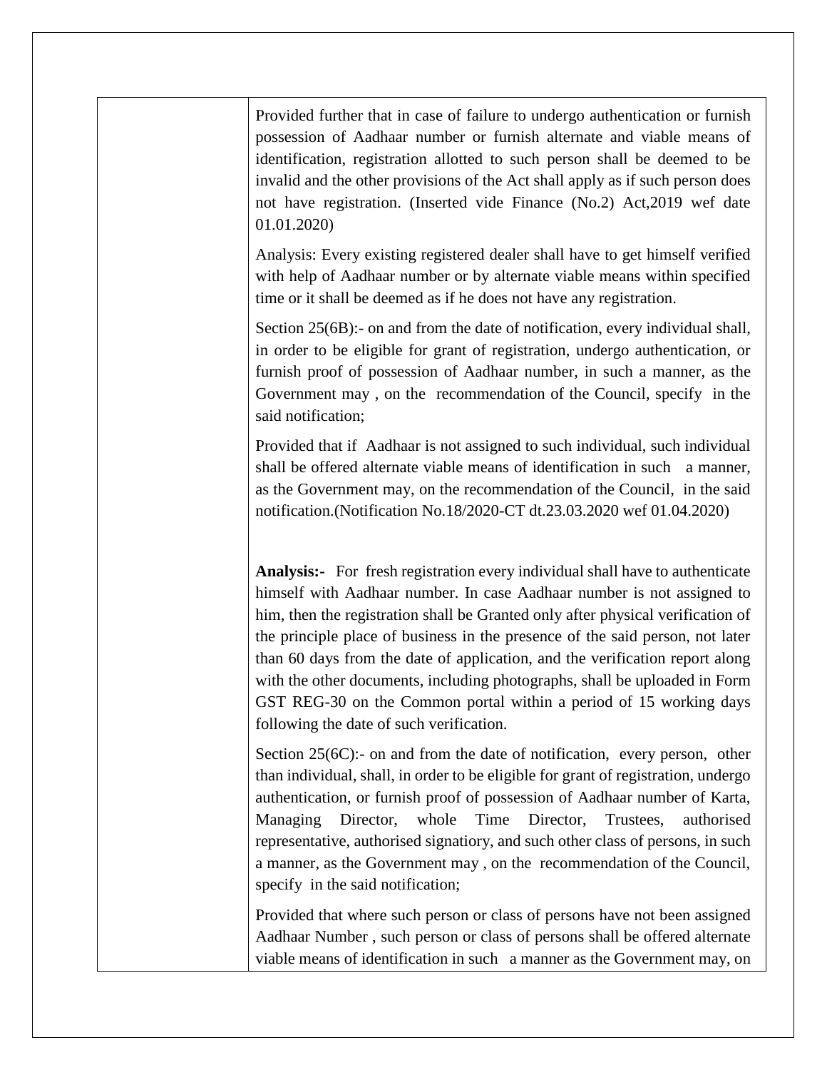| | Provided further that in case of failure to undergo authentication or furnish possession of Aadhaar number or furnish alternate and viable means of identification, registration allotted to such person shall be deemed to be invalid and the other provisions of the Act shall apply as if such person does not have registration. (Inserted vide Finance (No.2) Act,2019 wef date 01.01.2020)<br><br>Analysis: Every existing registered dealer shall have to get himself verified with help of Aadhaar number or by alternate viable means within specified time or it shall be deemed as if he does not have any registration.<br><br>Section 25(6B):- on and from the date of notification, every individual shall, in order to be eligible for grant of registration, undergo authentication, or furnish proof of possession of Aadhaar number, in such a manner, as the Government may , on the recommendation of the Council, specify in the said notification;<br><br>Provided that if Aadhaar is not assigned to such individual, such individual shall be offered alternate viable means of identification in such a manner, as the Government may, on the recommendation of the Council, in the said notification.(Notification No.18/2020-CT dt.23.03.2020 wef 01.04.2020)<br><br>**Analysis:-** For fresh registration every individual shall have to authenticate himself with Aadhaar number. In case Aadhaar number is not assigned to him, then the registration shall be Granted only after physical verification of the principle place of business in the presence of the said person, not later than 60 days from the date of application, and the verification report along with the other documents, including photographs, shall be uploaded in Form GST REG-30 on the Common portal within a period of 15 working days following the date of such verification.<br><br>Section 25(6C):- on and from the date of notification, every person, other than individual, shall, in order to be eligible for grant of registration, undergo authentication, or furnish proof of possession of Aadhaar number of Karta, Managing Director, whole Time Director, Trustees, authorised representative, authorised signatiory, and such other class of persons, in such a manner, as the Government may , on the recommendation of the Council, specify in the said notification;<br><br>Provided that where such person or class of persons have not been assigned Aadhaar Number , such person or class of persons shall be offered alternate viable means of identification in such a manner as the Government may, on |
|---|---|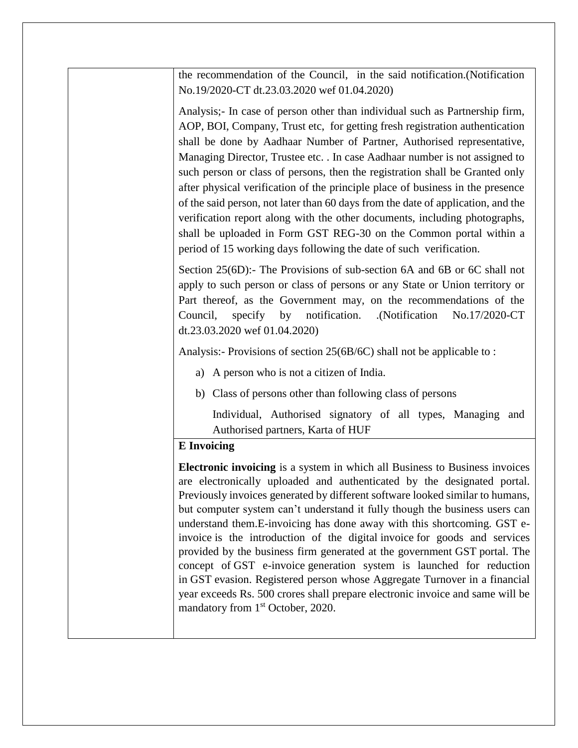| | |
|---|---|
| | the recommendation of the Council, in the said notification.(Notification No.19/2020-CT dt.23.03.2020 wef 01.04.2020)<br><br>Analysis;- In case of person other than individual such as Partnership firm, AOP, BOI, Company, Trust etc, for getting fresh registration authentication shall be done by Aadhaar Number of Partner, Authorised representative, Managing Director, Trustee etc. . In case Aadhaar number is not assigned to such person or class of persons, then the registration shall be Granted only after physical verification of the principle place of business in the presence of the said person, not later than 60 days from the date of application, and the verification report along with the other documents, including photographs, shall be uploaded in Form GST REG-30 on the Common portal within a period of 15 working days following the date of such verification.<br><br>Section 25(6D):- The Provisions of sub-section 6A and 6B or 6C shall not apply to such person or class of persons or any State or Union territory or Part thereof, as the Government may, on the recommendations of the Council, specify by notification. .(Notification No.17/2020-CT dt.23.03.2020 wef 01.04.2020)<br><br>Analysis:- Provisions of section 25(6B/6C) shall not be applicable to :<br><br>a) A person who is not a citizen of India.<br><br>b) Class of persons other than following class of persons<br><br>Individual, Authorised signatory of all types, Managing and Authorised partners, Karta of HUF |
| | **E Invoicing**<br><br>**Electronic invoicing** is a system in which all Business to Business invoices are electronically uploaded and authenticated by the designated portal. Previously invoices generated by different software looked similar to humans, but computer system can't understand it fully though the business users can understand them.E-invoicing has done away with this shortcoming. GST e-invoice is the introduction of the digital invoice for goods and services provided by the business firm generated at the government GST portal. The concept of GST e-invoice generation system is launched for reduction in GST evasion. Registered person whose Aggregate Turnover in a financial year exceeds Rs. 500 crores shall prepare electronic invoice and same will be mandatory from 1st October, 2020. |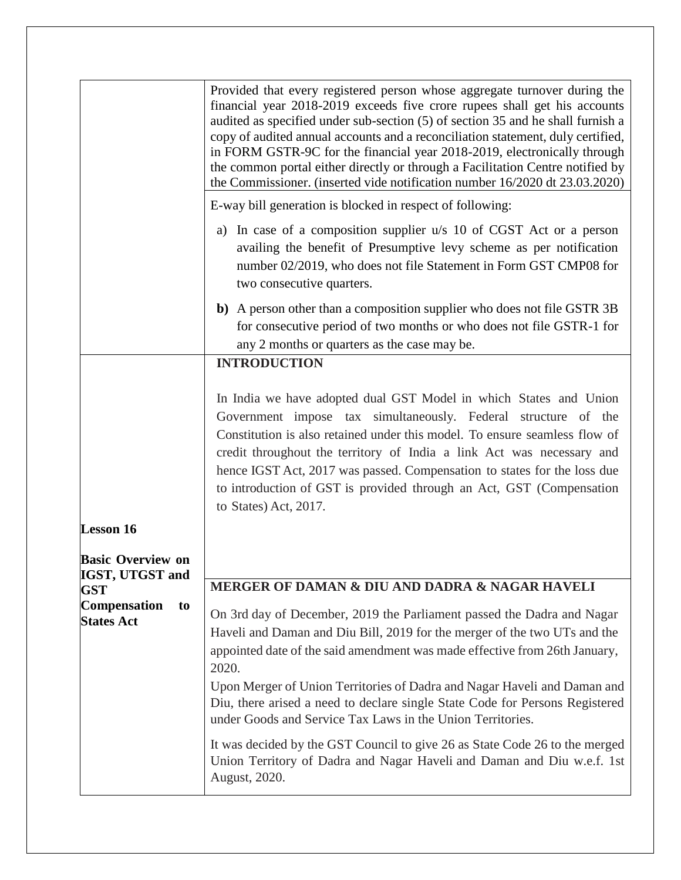| | |
|---|---|
| | Provided that every registered person whose aggregate turnover during the financial year 2018-2019 exceeds five crore rupees shall get his accounts audited as specified under sub-section (5) of section 35 and he shall furnish a copy of audited annual accounts and a reconciliation statement, duly certified, in FORM GSTR-9C for the financial year 2018-2019, electronically through the common portal either directly or through a Facilitation Centre notified by the Commissioner. (inserted vide notification number 16/2020 dt 23.03.2020) |
| | E-way bill generation is blocked in respect of following:<br><br>a) In case of a composition supplier u/s 10 of CGST Act or a person availing the benefit of Presumptive levy scheme as per notification number 02/2019, who does not file Statement in Form GST CMP08 for two consecutive quarters.<br><br>**b)** A person other than a composition supplier who does not file GSTR 3B for consecutive period of two months or who does not file GSTR-1 for any 2 months or quarters as the case may be. |
| **Lesson 16**<br><br>**Basic Overview on IGST, UTGST and GST Compensation to States Act** | **INTRODUCTION**<br><br>In India we have adopted dual GST Model in which States and Union Government impose tax simultaneously. Federal structure of the Constitution is also retained under this model. To ensure seamless flow of credit throughout the territory of India a link Act was necessary and hence IGST Act, 2017 was passed. Compensation to states for the loss due to introduction of GST is provided through an Act, GST (Compensation to States) Act, 2017. |
| | **MERGER OF DAMAN & DIU AND DADRA & NAGAR HAVELI**<br><br>On 3rd day of December, 2019 the Parliament passed the Dadra and Nagar Haveli and Daman and Diu Bill, 2019 for the merger of the two UTs and the appointed date of the said amendment was made effective from 26th January, 2020.<br>Upon Merger of Union Territories of Dadra and Nagar Haveli and Daman and Diu, there arised a need to declare single State Code for Persons Registered under Goods and Service Tax Laws in the Union Territories.<br><br>It was decided by the GST Council to give 26 as State Code 26 to the merged Union Territory of Dadra and Nagar Haveli and Daman and Diu w.e.f. 1st August, 2020. |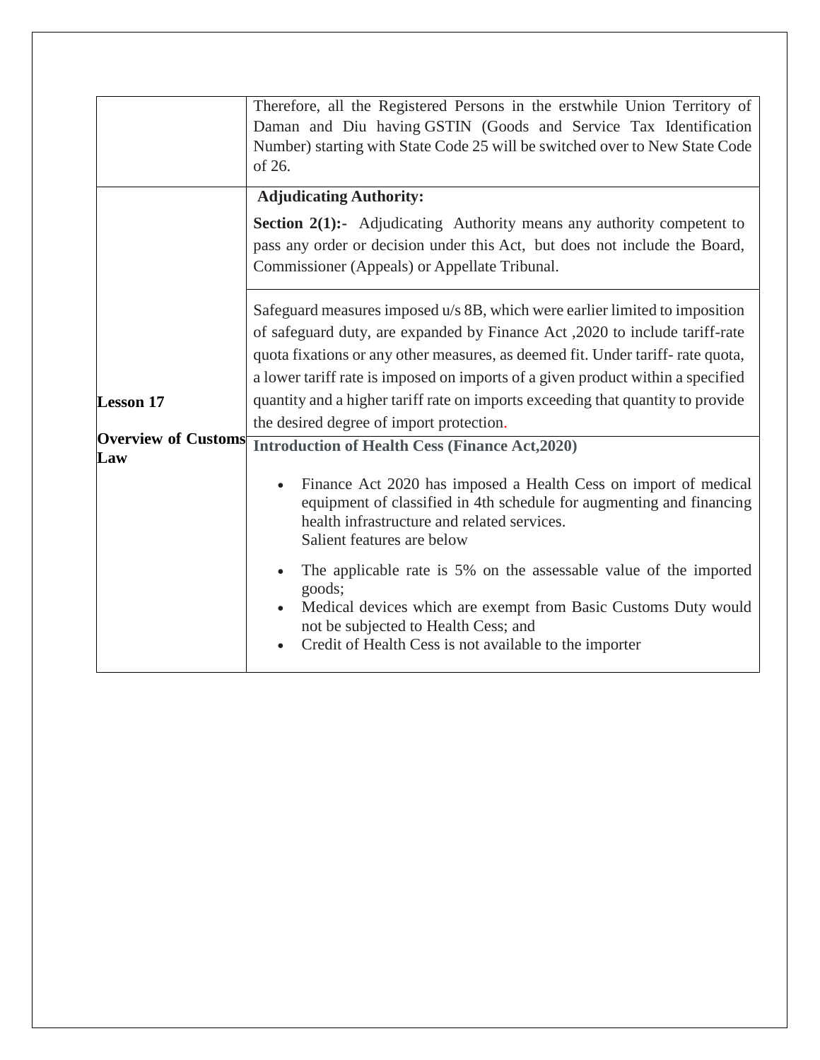| | |
|---|---|
| | Therefore, all the Registered Persons in the erstwhile Union Territory of Daman and Diu having GSTIN (Goods and Service Tax Identification Number) starting with State Code 25 will be switched over to New State Code of 26. |
| **Lesson 17**<br><br>**Overview of Customs Law** | **Adjudicating Authority:**<br><br>**Section 2(1):-** Adjudicating Authority means any authority competent to pass any order or decision under this Act, but does not include the Board, Commissioner (Appeals) or Appellate Tribunal. |
| | Safeguard measures imposed u/s 8B, which were earlier limited to imposition of safeguard duty, are expanded by Finance Act ,2020 to include tariff-rate quota fixations or any other measures, as deemed fit. Under tariff- rate quota, a lower tariff rate is imposed on imports of a given product within a specified quantity and a higher tariff rate on imports exceeding that quantity to provide the desired degree of import protection. |
| | **Introduction of Health Cess (Finance Act,2020)**<br><br>• Finance Act 2020 has imposed a Health Cess on import of medical equipment of classified in 4th schedule for augmenting and financing health infrastructure and related services. Salient features are below<br>• The applicable rate is 5% on the assessable value of the imported goods;<br>• Medical devices which are exempt from Basic Customs Duty would not be subjected to Health Cess; and<br>• Credit of Health Cess is not available to the importer |